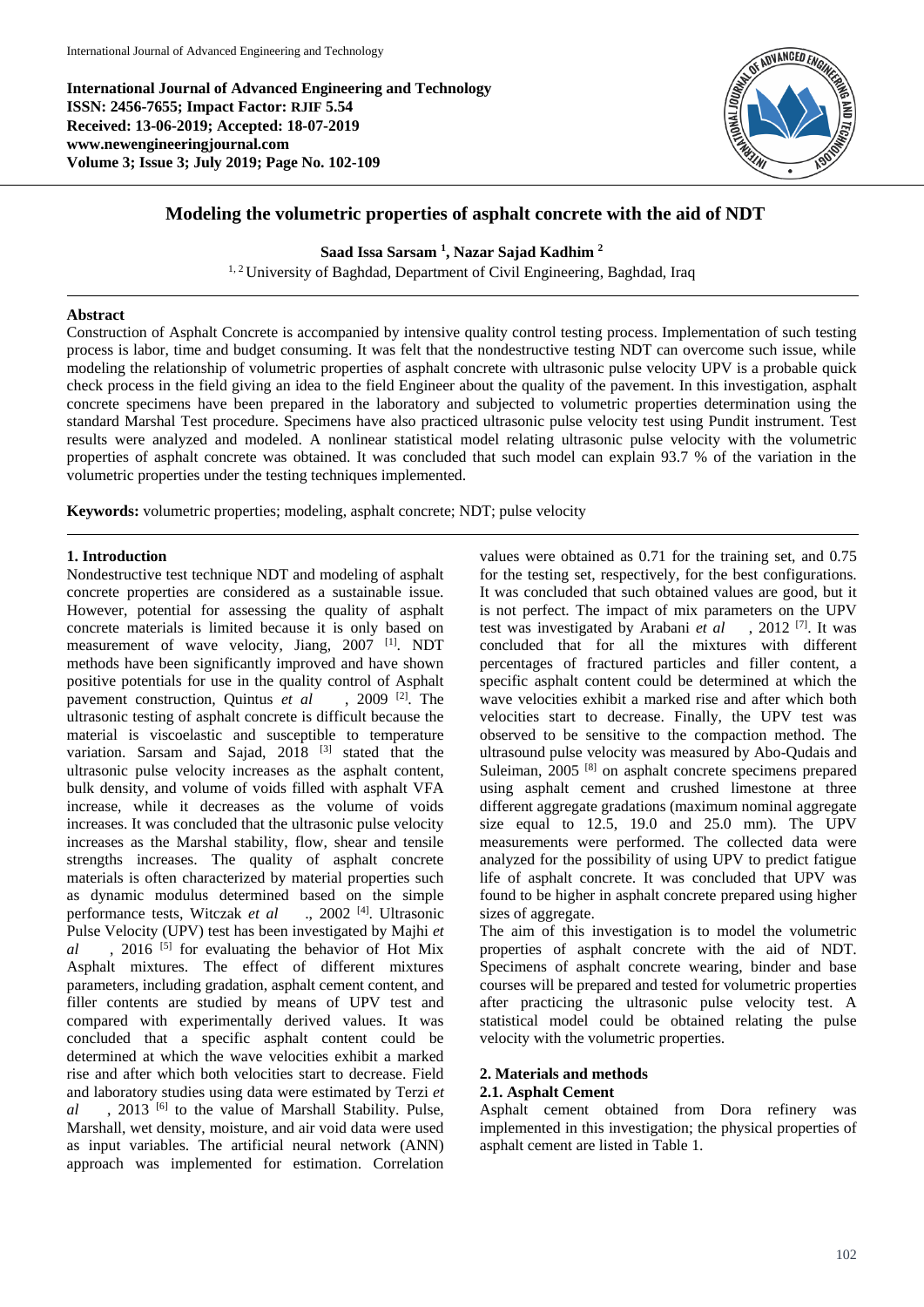# Modeling the volumetric properties of asphalt concrete with the aid of NDT

**Saad Issa Sarsam [1], Nazar Sajad Kadhim [2]**

[1, 2] University of Baghdad, Department of Civil Engineering, Baghdad, Iraq

---

## Abstract

Construction of Asphalt Concrete is accompanied by intensive quality control testing process. Implementation of such testing process is labor, time and budget consuming. It was felt that the nondestructive testing NDT can overcome such issue, while modeling the relationship of volumetric properties of asphalt concrete with ultrasonic pulse velocity UPV is a probable quick check process in the field giving an idea to the field Engineer about the quality of the pavement. In this investigation, asphalt concrete specimens have been prepared in the laboratory and subjected to volumetric properties determination using the standard Marshal Test procedure. Specimens have also practiced ultrasonic pulse velocity test using Pundit instrument. Test results were analyzed and modeled. A nonlinear statistical model relating ultrasonic pulse velocity with the volumetric properties of asphalt concrete was obtained. It was concluded that such model can explain 93.7 % of the variation in the volumetric properties under the testing techniques implemented.

**Keywords:** volumetric properties; modeling, asphalt concrete; NDT; pulse velocity

---

## 1. Introduction

Nondestructive test technique NDT and modeling of asphalt concrete properties are considered as a sustainable issue. However, potential for assessing the quality of asphalt concrete materials is limited because it is only based on measurement of wave velocity, Jiang, 2007 [1]. NDT methods have been significantly improved and have shown positive potentials for use in the quality control of Asphalt pavement construction, Quintus *et al*, 2009 [2]. The ultrasonic testing of asphalt concrete is difficult because the material is viscoelastic and susceptible to temperature variation. Sarsam and Sajad, 2018 [3] stated that the ultrasonic pulse velocity increases as the asphalt content, bulk density, and volume of voids filled with asphalt VFA increase, while it decreases as the volume of voids increases. It was concluded that the ultrasonic pulse velocity increases as the Marshal stability, flow, shear and tensile strengths increases. The quality of asphalt concrete materials is often characterized by material properties such as dynamic modulus determined based on the simple performance tests, Witczak *et al*., 2002 [4]. Ultrasonic Pulse Velocity (UPV) test has been investigated by Majhi *et al*, 2016 [5] for evaluating the behavior of Hot Mix Asphalt mixtures. The effect of different mixtures parameters, including gradation, asphalt cement content, and filler contents are studied by means of UPV test and compared with experimentally derived values. It was concluded that a specific asphalt content could be determined at which the wave velocities exhibit a marked rise and after which both velocities start to decrease. Field and laboratory studies using data were estimated by Terzi *et al*, 2013 [6] to the value of Marshall Stability. Pulse, Marshall, wet density, moisture, and air void data were used as input variables. The artificial neural network (ANN) approach was implemented for estimation. Correlation values were obtained as 0.71 for the training set, and 0.75 for the testing set, respectively, for the best configurations. It was concluded that such obtained values are good, but it is not perfect. The impact of mix parameters on the UPV test was investigated by Arabani *et al*, 2012 [7]. It was concluded that for all the mixtures with different percentages of fractured particles and filler content, a specific asphalt content could be determined at which the wave velocities exhibit a marked rise and after which both velocities start to decrease. Finally, the UPV test was observed to be sensitive to the compaction method. The ultrasound pulse velocity was measured by Abo-Qudais and Suleiman, 2005 [8] on asphalt concrete specimens prepared using asphalt cement and crushed limestone at three different aggregate gradations (maximum nominal aggregate size equal to 12.5, 19.0 and 25.0 mm). The UPV measurements were performed. The collected data were analyzed for the possibility of using UPV to predict fatigue life of asphalt concrete. It was concluded that UPV was found to be higher in asphalt concrete prepared using higher sizes of aggregate.

The aim of this investigation is to model the volumetric properties of asphalt concrete with the aid of NDT. Specimens of asphalt concrete wearing, binder and base courses will be prepared and tested for volumetric properties after practicing the ultrasonic pulse velocity test. A statistical model could be obtained relating the pulse velocity with the volumetric properties.

## 2. Materials and methods

### 2.1. Asphalt Cement

Asphalt cement obtained from Dora refinery was implemented in this investigation; the physical properties of asphalt cement are listed in Table 1.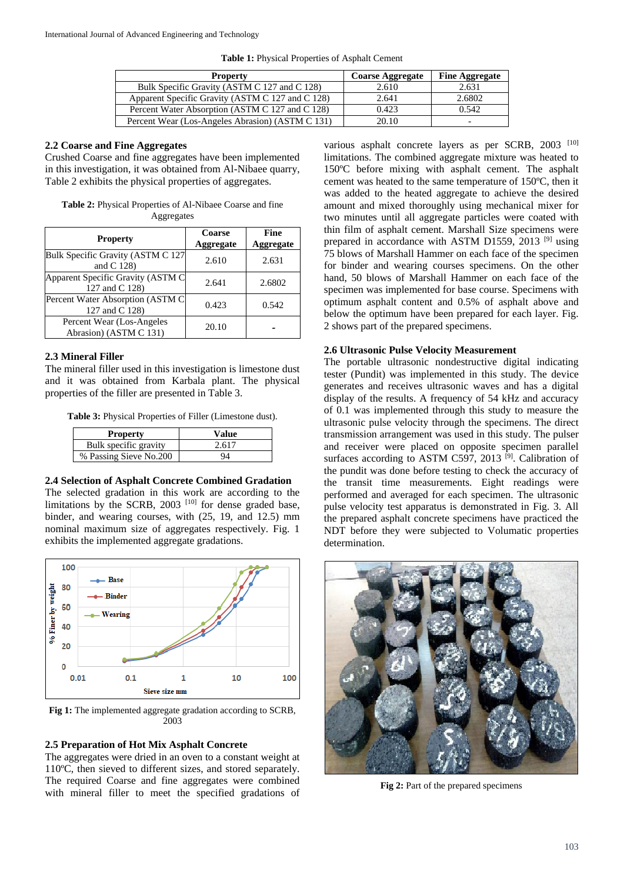**Table 1:** Physical Properties of Asphalt Cement

| Property | Coarse Aggregate | Fine Aggregate |
|---|---|---|
| Bulk Specific Gravity (ASTM C 127 and C 128) | 2.610 | 2.631 |
| Apparent Specific Gravity (ASTM C 127 and C 128) | 2.641 | 2.6802 |
| Percent Water Absorption (ASTM C 127 and C 128) | 0.423 | 0.542 |
| Percent Wear (Los-Angeles Abrasion) (ASTM C 131) | 20.10 | - |

### 2.2 Coarse and Fine Aggregates

Crushed Coarse and fine aggregates have been implemented in this investigation, it was obtained from Al-Nibaee quarry, Table 2 exhibits the physical properties of aggregates.

**Table 2:** Physical Properties of Al-Nibaee Coarse and fine Aggregates

| Property | Coarse Aggregate | Fine Aggregate |
|---|---|---|
| Bulk Specific Gravity (ASTM C 127 and C 128) | 2.610 | 2.631 |
| Apparent Specific Gravity (ASTM C 127 and C 128) | 2.641 | 2.6802 |
| Percent Water Absorption (ASTM C 127 and C 128) | 0.423 | 0.542 |
| Percent Wear (Los-Angeles Abrasion) (ASTM C 131) | 20.10 | - |

### 2.3 Mineral Filler

The mineral filler used in this investigation is limestone dust and it was obtained from Karbala plant. The physical properties of the filler are presented in Table 3.

**Table 3:** Physical Properties of Filler (Limestone dust).

| Property | Value |
|---|---|
| Bulk specific gravity | 2.617 |
| % Passing Sieve No.200 | 94 |

### 2.4 Selection of Asphalt Concrete Combined Gradation

The selected gradation in this work are according to the limitations by the SCRB, 2003 [10] for dense graded base, binder, and wearing courses, with (25, 19, and 12.5) mm nominal maximum size of aggregates respectively. Fig. 1 exhibits the implemented aggregate gradations.

**Fig 1:** The implemented aggregate gradation according to SCRB, 2003

### 2.5 Preparation of Hot Mix Asphalt Concrete

The aggregates were dried in an oven to a constant weight at 110ºC, then sieved to different sizes, and stored separately. The required Coarse and fine aggregates were combined with mineral filler to meet the specified gradations of various asphalt concrete layers as per SCRB, 2003 [10] limitations. The combined aggregate mixture was heated to 150ºC before mixing with asphalt cement. The asphalt cement was heated to the same temperature of 150ºC, then it was added to the heated aggregate to achieve the desired amount and mixed thoroughly using mechanical mixer for two minutes until all aggregate particles were coated with thin film of asphalt cement. Marshall Size specimens were prepared in accordance with ASTM D1559, 2013 [9] using 75 blows of Marshall Hammer on each face of the specimen for binder and wearing courses specimens. On the other hand, 50 blows of Marshall Hammer on each face of the specimen was implemented for base course. Specimens with optimum asphalt content and 0.5% of asphalt above and below the optimum have been prepared for each layer. Fig. 2 shows part of the prepared specimens.

### 2.6 Ultrasonic Pulse Velocity Measurement

The portable ultrasonic nondestructive digital indicating tester (Pundit) was implemented in this study. The device generates and receives ultrasonic waves and has a digital display of the results. A frequency of 54 kHz and accuracy of 0.1 was implemented through this study to measure the ultrasonic pulse velocity through the specimens. The direct transmission arrangement was used in this study. The pulser and receiver were placed on opposite specimen parallel surfaces according to ASTM C597, 2013 [9]. Calibration of the pundit was done before testing to check the accuracy of the transit time measurements. Eight readings were performed and averaged for each specimen. The ultrasonic pulse velocity test apparatus is demonstrated in Fig. 3. All the prepared asphalt concrete specimens have practiced the NDT before they were subjected to Volumatic properties determination.

**Fig 2:** Part of the prepared specimens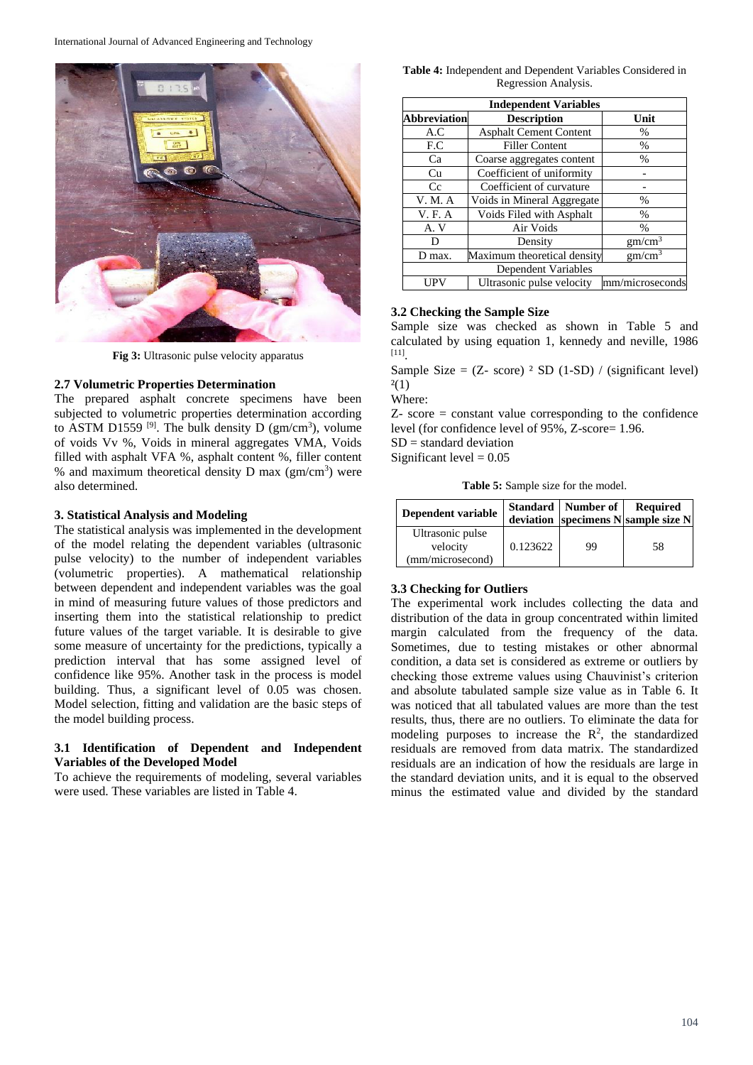Fig 3: Ultrasonic pulse velocity apparatus

### 2.7 Volumetric Properties Determination

The prepared asphalt concrete specimens have been subjected to volumetric properties determination according to ASTM D1559 [9]. The bulk density D (gm/cm$^3$), volume of voids Vv %, Voids in mineral aggregates VMA, Voids filled with asphalt VFA %, asphalt content %, filler content % and maximum theoretical density D max (gm/cm$^3$) were also determined.

## 3. Statistical Analysis and Modeling

The statistical analysis was implemented in the development of the model relating the dependent variables (ultrasonic pulse velocity) to the number of independent variables (volumetric properties). A mathematical relationship between dependent and independent variables was the goal in mind of measuring future values of those predictors and inserting them into the statistical relationship to predict future values of the target variable. It is desirable to give some measure of uncertainty for the predictions, typically a prediction interval that has some assigned level of confidence like 95%. Another task in the process is model building. Thus, a significant level of 0.05 was chosen. Model selection, fitting and validation are the basic steps of the model building process.

### 3.1 Identification of Dependent and Independent Variables of the Developed Model

To achieve the requirements of modeling, several variables were used. These variables are listed in Table 4.

**Table 4:** Independent and Dependent Variables Considered in Regression Analysis.

| Independent Variables | | |
|---|---|---|
| **Abbreviation** | **Description** | **Unit** |
| A.C | Asphalt Cement Content | % |
| F.C | Filler Content | % |
| Ca | Coarse aggregates content | % |
| Cu | Coefficient of uniformity | - |
| Cc | Coefficient of curvature | - |
| V. M. A | Voids in Mineral Aggregate | % |
| V. F. A | Voids Filed with Asphalt | % |
| A. V | Air Voids | % |
| D | Density | gm/cm$^3$ |
| D max. | Maximum theoretical density | gm/cm$^3$ |
| Dependent Variables | | |
| UPV | Ultrasonic pulse velocity | mm/microseconds |

### 3.2 Checking the Sample Size

Sample size was checked as shown in Table 5 and calculated by using equation 1, kennedy and neville, 1986 [11].

Sample Size = (Z- score) ² SD (1-SD) / (significant level) ²(1)

Where:

Z- score = constant value corresponding to the confidence level (for confidence level of 95%, Z-score= 1.96.

SD = standard deviation

Significant level = 0.05

**Table 5:** Sample size for the model.

| Dependent variable | Standard deviation | Number of specimens N | Required sample size N |
|---|---|---|---|
| Ultrasonic pulse velocity (mm/microsecond) | 0.123622 | 99 | 58 |

### 3.3 Checking for Outliers

The experimental work includes collecting the data and distribution of the data in group concentrated within limited margin calculated from the frequency of the data. Sometimes, due to testing mistakes or other abnormal condition, a data set is considered as extreme or outliers by checking those extreme values using Chauvinist's criterion and absolute tabulated sample size value as in Table 6. It was noticed that all tabulated values are more than the test results, thus, there are no outliers. To eliminate the data for modeling purposes to increase the $R^2$, the standardized residuals are removed from data matrix. The standardized residuals are an indication of how the residuals are large in the standard deviation units, and it is equal to the observed minus the estimated value and divided by the standard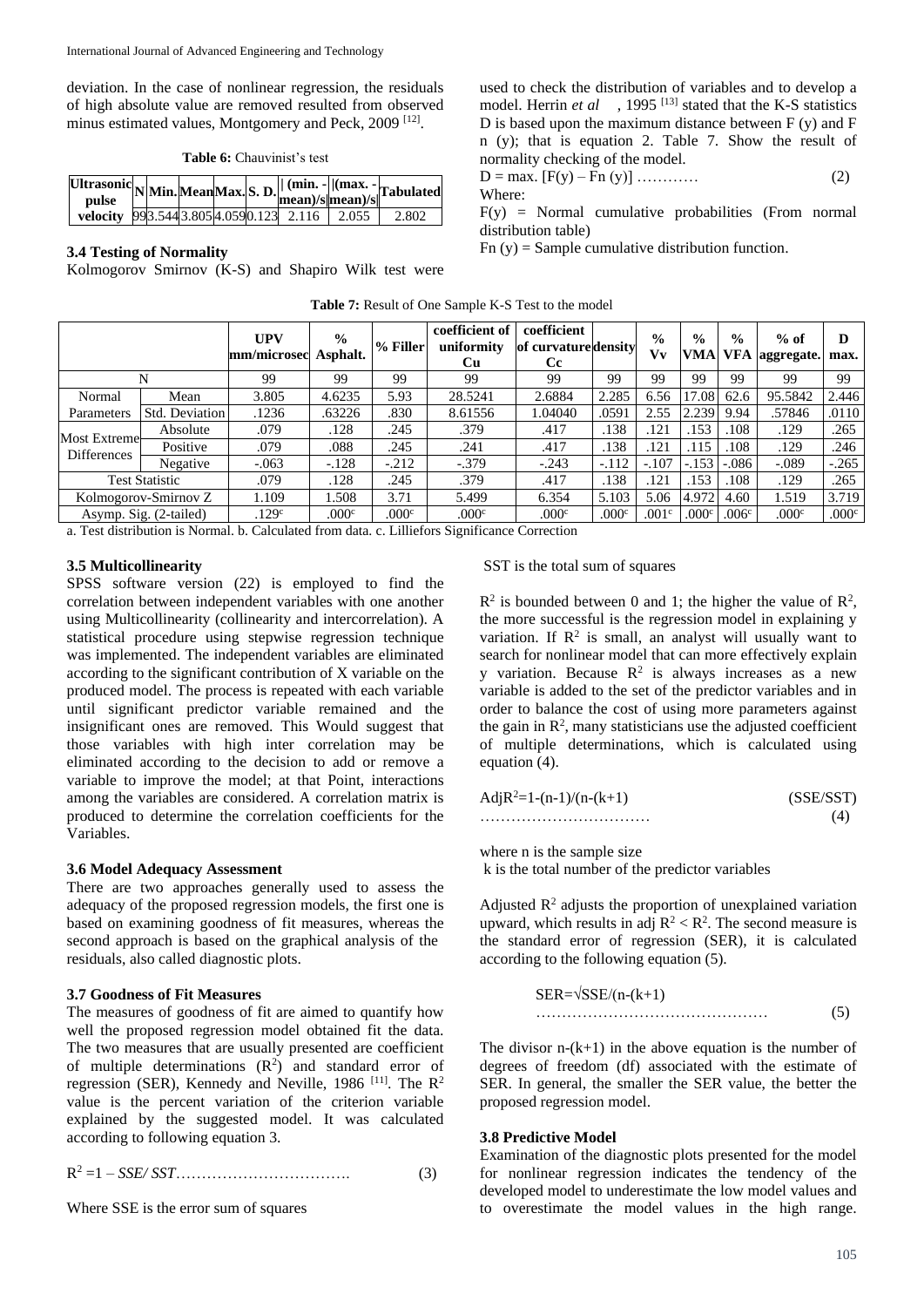deviation. In the case of nonlinear regression, the residuals of high absolute value are removed resulted from observed minus estimated values, Montgomery and Peck, 2009 [12].

**Table 6:** Chauvinist's test

| Ultrasonic pulse velocity | N | Min. | Mean | Max. | S. D. | \| (min. - mean)/s \| | \|(max. - mean)/s\| | Tabulated |
|---|---|---|---|---|---|---|---|---|
| | 99 | 3.544 | 3.805 | 4.059 | 0.123 | 2.116 | 2.055 | 2.802 |

### 3.4 Testing of Normality

Kolmogorov Smirnov (K-S) and Shapiro Wilk test were used to check the distribution of variables and to develop a model. Herrin *et al*, 1995 [13] stated that the K-S statistics D is based upon the maximum distance between F (y) and F n (y); that is equation 2. Table 7. Show the result of normality checking of the model.

$$D = \max. [F(y) – Fn (y)] \quad (2)$$

Where:

F(y) = Normal cumulative probabilities (From normal distribution table)

Fn (y) = Sample cumulative distribution function.

**Table 7:** Result of One Sample K-S Test to the model

| | | UPV mm/microsec | % Asphalt. | % Filler | coefficient of uniformity Cu | coefficient of curvature Cc | density | % Vv | % VMA | % VFA | % of aggregate. | D max. |
|---|---|---|---|---|---|---|---|---|---|---|---|---|
| N | | 99 | 99 | 99 | 99 | 99 | 99 | 99 | 99 | 99 | 99 | 99 |
| Normal Parameters | Mean | 3.805 | 4.6235 | 5.93 | 28.5241 | 2.6884 | 2.285 | 6.56 | 17.08 | 62.6 | 95.5842 | 2.446 |
| | Std. Deviation | .1236 | .63226 | .830 | 8.61556 | 1.04040 | .0591 | 2.55 | 2.239 | 9.94 | .57846 | .0110 |
| Most Extreme Differences | Absolute | .079 | .128 | .245 | .379 | .417 | .138 | .121 | .153 | .108 | .129 | .265 |
| | Positive | .079 | .088 | .245 | .241 | .417 | .138 | .121 | .115 | .108 | .129 | .246 |
| | Negative | -.063 | -.128 | -.212 | -.379 | -.243 | -.112 | -.107 | -.153 | -.086 | -.089 | -.265 |
| Test Statistic | | .079 | .128 | .245 | .379 | .417 | .138 | .121 | .153 | .108 | .129 | .265 |
| Kolmogorov-Smirnov Z | | 1.109 | 1.508 | 3.71 | 5.499 | 6.354 | 5.103 | 5.06 | 4.972 | 4.60 | 1.519 | 3.719 |
| Asymp. Sig. (2-tailed) | | .129c | .000c | .000c | .000c | .000c | .000c | .001c | .000c | .006c | .000c | .000c |

a. Test distribution is Normal. b. Calculated from data. c. Lilliefors Significance Correction

### 3.5 Multicollinearity

SPSS software version (22) is employed to find the correlation between independent variables with one another using Multicollinearity (collinearity and intercorrelation). A statistical procedure using stepwise regression technique was implemented. The independent variables are eliminated according to the significant contribution of X variable on the produced model. The process is repeated with each variable until significant predictor variable remained and the insignificant ones are removed. This Would suggest that those variables with high inter correlation may be eliminated according to the decision to add or remove a variable to improve the model; at that Point, interactions among the variables are considered. A correlation matrix is produced to determine the correlation coefficients for the Variables.

### 3.6 Model Adequacy Assessment

There are two approaches generally used to assess the adequacy of the proposed regression models, the first one is based on examining goodness of fit measures, whereas the second approach is based on the graphical analysis of the residuals, also called diagnostic plots.

### 3.7 Goodness of Fit Measures

The measures of goodness of fit are aimed to quantify how well the proposed regression model obtained fit the data. The two measures that are usually presented are coefficient of multiple determinations ($R^2$) and standard error of regression (SER), Kennedy and Neville, 1986 [11]. The $R^2$ value is the percent variation of the criterion variable explained by the suggested model. It was calculated according to following equation 3.

$$R^2 = 1 – SSE/ SST \quad (3)$$

Where SSE is the error sum of squares

SST is the total sum of squares

$R^2$ is bounded between 0 and 1; the higher the value of $R^2$, the more successful is the regression model in explaining y variation. If $R^2$ is small, an analyst will usually want to search for nonlinear model that can more effectively explain y variation. Because $R^2$ is always increases as a new variable is added to the set of the predictor variables and in order to balance the cost of using more parameters against the gain in $R^2$, many statisticians use the adjusted coefficient of multiple determinations, which is calculated using equation (4).

$$AdjR^2 = 1-(n-1)/(n-(k+1)) \quad (SSE/SST) \quad (4)$$

where n is the sample size

k is the total number of the predictor variables

Adjusted $R^2$ adjusts the proportion of unexplained variation upward, which results in adj $R^2 < R^2$. The second measure is the standard error of regression (SER), it is calculated according to the following equation (5).

$$SER = \sqrt{SSE/(n-(k+1)} \quad (5)$$

The divisor n-(k+1) in the above equation is the number of degrees of freedom (df) associated with the estimate of SER. In general, the smaller the SER value, the better the proposed regression model.

### 3.8 Predictive Model

Examination of the diagnostic plots presented for the model for nonlinear regression indicates the tendency of the developed model to underestimate the low model values and to overestimate the model values in the high range.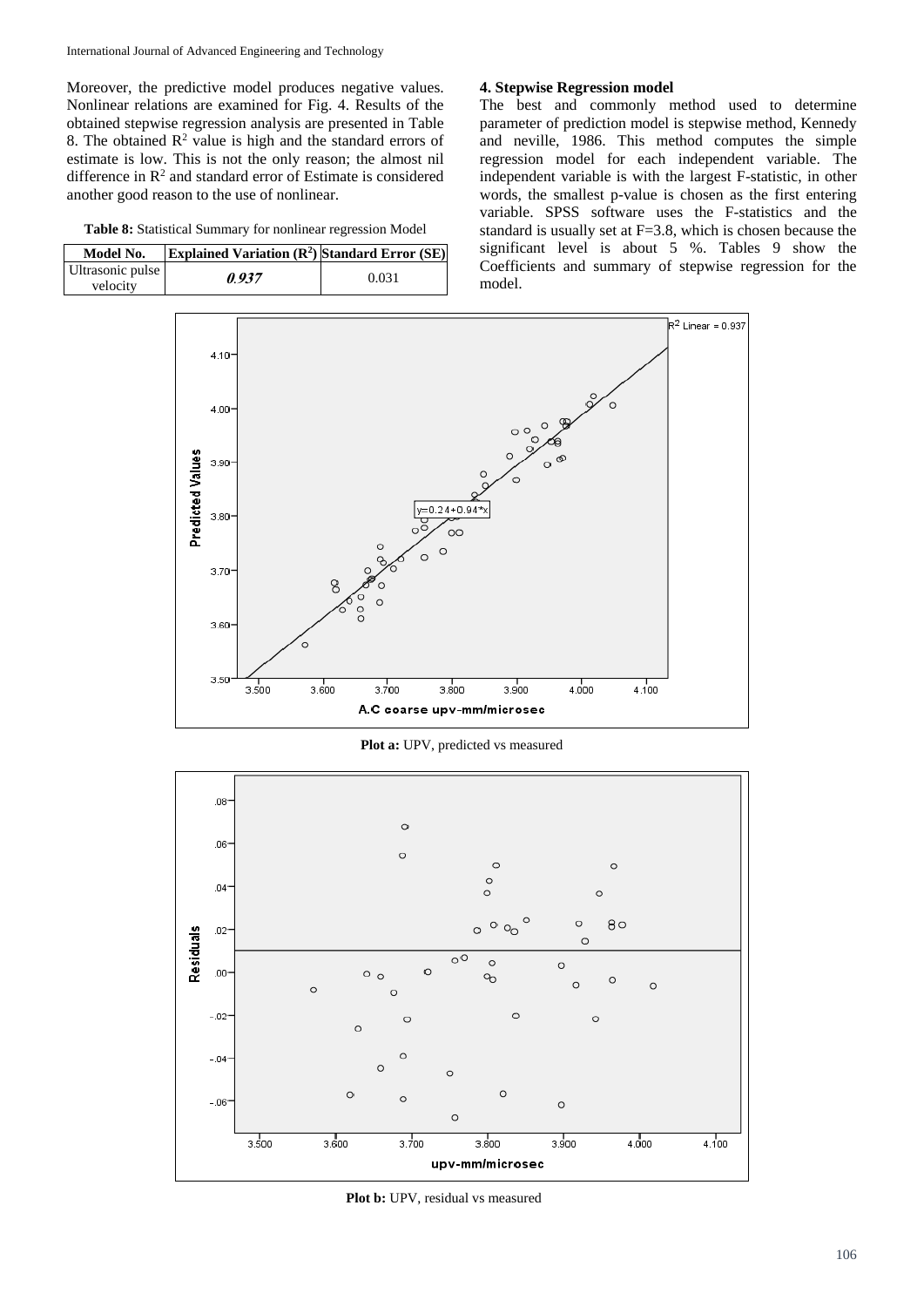Moreover, the predictive model produces negative values. Nonlinear relations are examined for Fig. 4. Results of the obtained stepwise regression analysis are presented in Table 8. The obtained $R^2$ value is high and the standard errors of estimate is low. This is not the only reason; the almost nil difference in $R^2$ and standard error of Estimate is considered another good reason to the use of nonlinear.

**Table 8:** Statistical Summary for nonlinear regression Model

| Model No. | Explained Variation ($R^2$) | Standard Error (SE) |
|---|---|---|
| Ultrasonic pulse velocity | *0.937* | 0.031 |

### 4. Stepwise Regression model

The best and commonly method used to determine parameter of prediction model is stepwise method, Kennedy and neville, 1986. This method computes the simple regression model for each independent variable. The independent variable is with the largest F-statistic, in other words, the smallest p-value is chosen as the first entering variable. SPSS software uses the F-statistics and the standard is usually set at F=3.8, which is chosen because the significant level is about 5 %. Tables 9 show the Coefficients and summary of stepwise regression for the model.

**Plot a:** UPV, predicted vs measured

**Plot b:** UPV, residual vs measured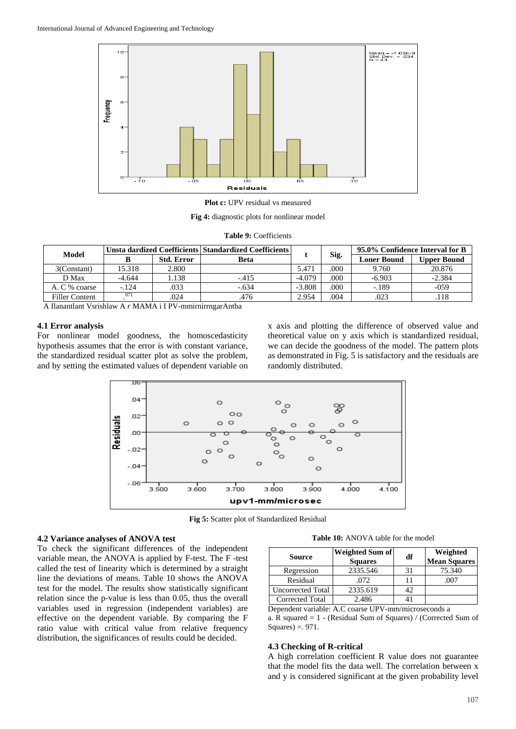**Plot c:** UPV residual vs measured

**Fig 4:** diagnostic plots for nonlinear model

**Table 9:** Coefficients

| Model | Unsta dardized Coefficients | | Standardized Coefficients | t | Sig. | 95.0% Confidence Interval for B | |
|---|---|---|---|---|---|---|---|
| | B | Std. Error | Beta | | | Loner Bound | Upper Bound |
| 3(Constant) | 15.318 | 2.800 | | 5.471 | .000 | 9.760 | 20.876 |
| D Max | -4.644 | 1.138 | -.415 | -4.079 | .000 | -6.903 | -2.384 |
| A. C % coarse | -.124 | .033 | -.634 | -3.808 | .000 | -.189 | -059 |
| Filler Content | .071 | .024 | .476 | 2.954 | .004 | .023 | .118 |

A Ilanantlant Vsrishlaw A *r* MAMA i I PV-mmirnirrngarAntba

### 4.1 Error analysis

For nonlinear model goodness, the homoscedasticity hypothesis assumes that the error is with constant variance, the standardized residual scatter plot as solve the problem, and by setting the estimated values of dependent variable on x axis and plotting the difference of observed value and theoretical value on y axis which is standardized residual, we can decide the goodness of the model. The pattern plots as demonstrated in Fig. 5 is satisfactory and the residuals are randomly distributed.

**Fig 5:** Scatter plot of Standardized Residual

### 4.2 Variance analyses of ANOVA test

To check the significant differences of the independent variable mean, the ANOVA is applied by F-test. The F -test called the test of linearity which is determined by a straight line the deviations of means. Table 10 shows the ANOVA test for the model. The results show statistically significant relation since the p-value is less than 0.05, thus the overall variables used in regression (independent variables) are effective on the dependent variable. By comparing the F ratio value with critical value from relative frequency distribution, the significances of results could be decided.

**Table 10:** ANOVA table for the model

| Source | Weighted Sum of Squares | df | Weighted Mean Squares |
|---|---|---|---|
| Regression | 2335.546 | 31 | 75.340 |
| Residual | .072 | 11 | .007 |
| Uncorrected Total | 2335.619 | 42 | |
| Corrected Total | 2.486 | 41 | |

Dependent variable: A.C coarse UPV-mm/microseconds a

a. R squared = 1 - (Residual Sum of Squares) / (Corrected Sum of Squares) =. 971.

### 4.3 Checking of R-critical

A high correlation coefficient R value does not guarantee that the model fits the data well. The correlation between x and y is considered significant at the given probability level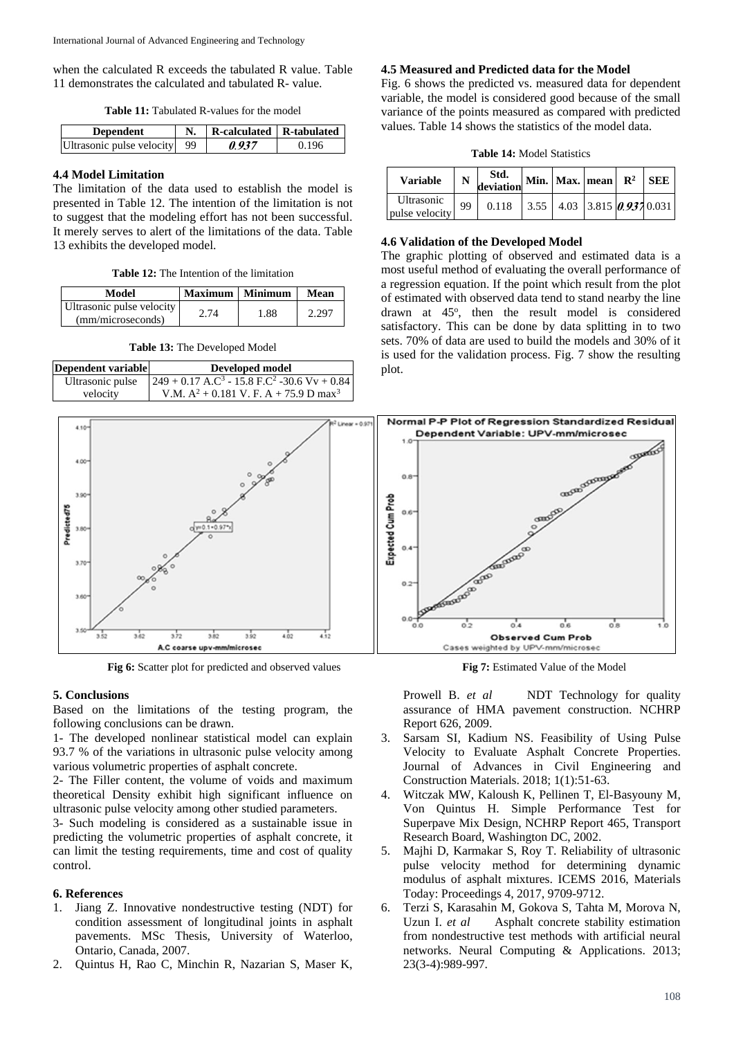when the calculated R exceeds the tabulated R value. Table 11 demonstrates the calculated and tabulated R- value.

**Table 11:** Tabulated R-values for the model

| Dependent | N. | R-calculated | R-tabulated |
|---|---|---|---|
| Ultrasonic pulse velocity | 99 | ***0.937*** | 0.196 |

### 4.4 Model Limitation

The limitation of the data used to establish the model is presented in Table 12. The intention of the limitation is not to suggest that the modeling effort has not been successful. It merely serves to alert of the limitations of the data. Table 13 exhibits the developed model.

**Table 12:** The Intention of the limitation

| Model | Maximum | Minimum | Mean |
|---|---|---|---|
| Ultrasonic pulse velocity (mm/microseconds) | 2.74 | 1.88 | 2.297 |

**Table 13:** The Developed Model

| Dependent variable | Developed model |
|---|---|
| Ultrasonic pulse velocity | $249 + 0.17\ A.C^3 - 15.8\ F.C^2 - 30.6\ Vv + 0.84\ V.M.\ A^2 + 0.181\ V.\ F.\ A + 75.9\ D\ max^3$ |

### 4.5 Measured and Predicted data for the Model

Fig. 6 shows the predicted vs. measured data for dependent variable, the model is considered good because of the small variance of the points measured as compared with predicted values. Table 14 shows the statistics of the model data.

**Table 14:** Model Statistics

| Variable | N | Std. deviation | Min. | Max. | mean | $R^2$ | SEE |
|---|---|---|---|---|---|---|---|
| Ultrasonic pulse velocity | 99 | 0.118 | 3.55 | 4.03 | 3.815 | ***0.937*** | 0.031 |

### 4.6 Validation of the Developed Model

The graphic plotting of observed and estimated data is a most useful method of evaluating the overall performance of a regression equation. If the point which result from the plot of estimated with observed data tend to stand nearby the line drawn at 45°, then the result model is considered satisfactory. This can be done by data splitting in to two sets. 70% of data are used to build the models and 30% of it is used for the validation process. Fig. 7 show the resulting plot.

**Fig 6:** Scatter plot for predicted and observed values

**Fig 7:** Estimated Value of the Model

## 5. Conclusions

Based on the limitations of the testing program, the following conclusions can be drawn.

1- The developed nonlinear statistical model can explain 93.7 % of the variations in ultrasonic pulse velocity among various volumetric properties of asphalt concrete.

2- The Filler content, the volume of voids and maximum theoretical Density exhibit high significant influence on ultrasonic pulse velocity among other studied parameters.

3- Such modeling is considered as a sustainable issue in predicting the volumetric properties of asphalt concrete, it can limit the testing requirements, time and cost of quality control.

## 6. References

1. Jiang Z. Innovative nondestructive testing (NDT) for condition assessment of longitudinal joints in asphalt pavements. MSc Thesis, University of Waterloo, Ontario, Canada, 2007.
2. Quintus H, Rao C, Minchin R, Nazarian S, Maser K, Prowell B. *et al* NDT Technology for quality assurance of HMA pavement construction. NCHRP Report 626, 2009.
3. Sarsam SI, Kadium NS. Feasibility of Using Pulse Velocity to Evaluate Asphalt Concrete Properties. Journal of Advances in Civil Engineering and Construction Materials. 2018; 1(1):51-63.
4. Witczak MW, Kaloush K, Pellinen T, El-Basyouny M, Von Quintus H. Simple Performance Test for Superpave Mix Design, NCHRP Report 465, Transport Research Board, Washington DC, 2002.
5. Majhi D, Karmakar S, Roy T. Reliability of ultrasonic pulse velocity method for determining dynamic modulus of asphalt mixtures. ICEMS 2016, Materials Today: Proceedings 4, 2017, 9709-9712.
6. Terzi S, Karasahin M, Gokova S, Tahta M, Morova N, Uzun I. *et al* Asphalt concrete stability estimation from nondestructive test methods with artificial neural networks. Neural Computing & Applications. 2013; 23(3-4):989-997.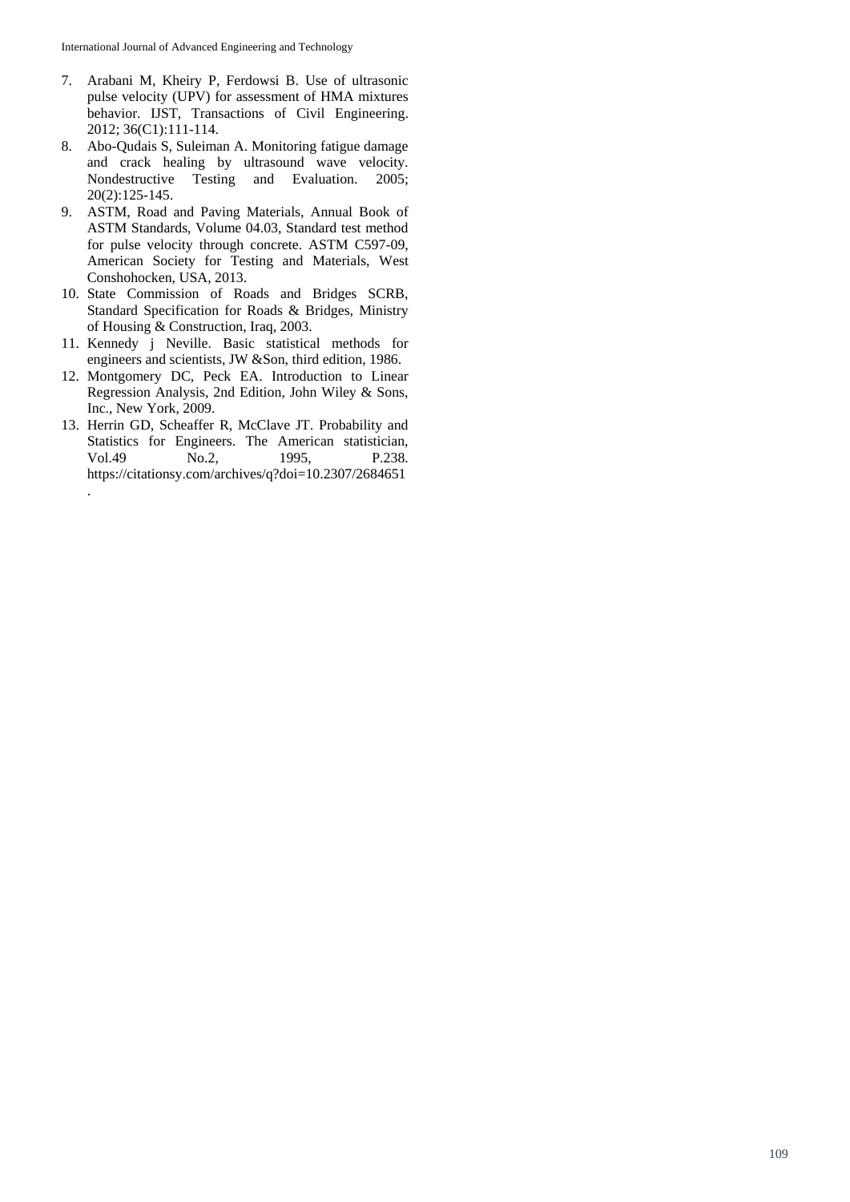7. Arabani M, Kheiry P, Ferdowsi B. Use of ultrasonic pulse velocity (UPV) for assessment of HMA mixtures behavior. IJST, Transactions of Civil Engineering. 2012; 36(C1):111-114.
8. Abo-Qudais S, Suleiman A. Monitoring fatigue damage and crack healing by ultrasound wave velocity. Nondestructive Testing and Evaluation. 2005; 20(2):125-145.
9. ASTM, Road and Paving Materials, Annual Book of ASTM Standards, Volume 04.03, Standard test method for pulse velocity through concrete. ASTM C597-09, American Society for Testing and Materials, West Conshohocken, USA, 2013.
10. State Commission of Roads and Bridges SCRB, Standard Specification for Roads & Bridges, Ministry of Housing & Construction, Iraq, 2003.
11. Kennedy j Neville. Basic statistical methods for engineers and scientists, JW &Son, third edition, 1986.
12. Montgomery DC, Peck EA. Introduction to Linear Regression Analysis, 2nd Edition, John Wiley & Sons, Inc., New York, 2009.
13. Herrin GD, Scheaffer R, McClave JT. Probability and Statistics for Engineers. The American statistician, Vol.49 No.2, 1995, P.238. https://citationsy.com/archives/q?doi=10.2307/2684651.